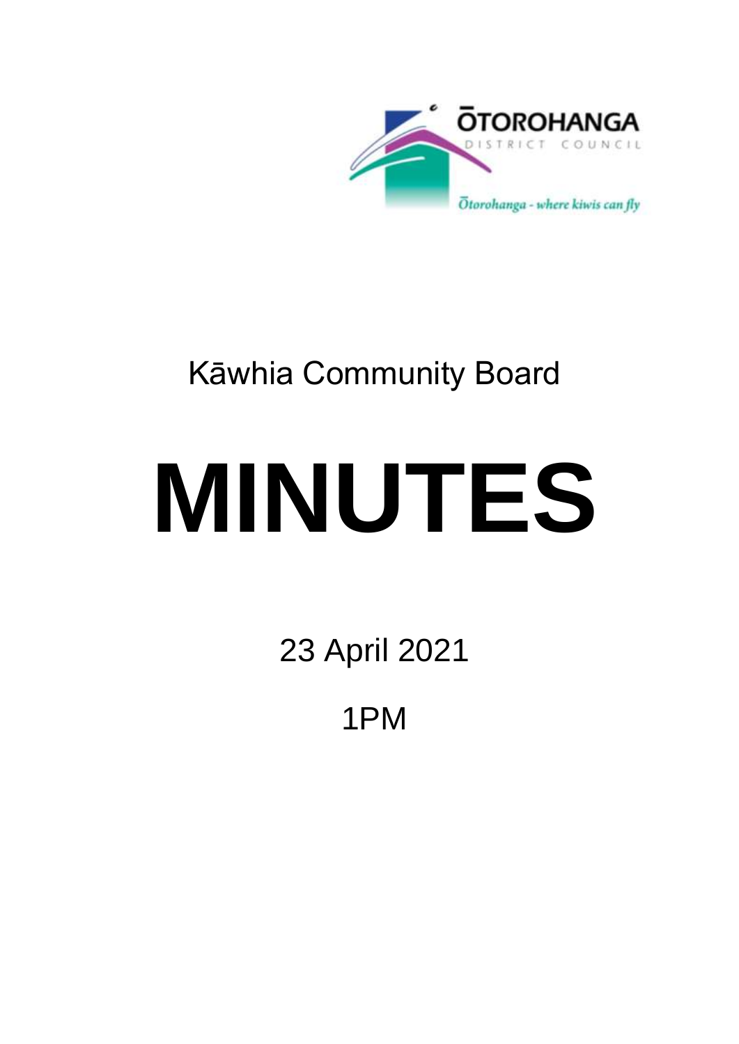ŌTOROHANGA DISTRICT COUNCIL

Ōtorohanga - where kiwis can fly

Kāwhia Community Board

# MINUTES

23 April 2021

1PM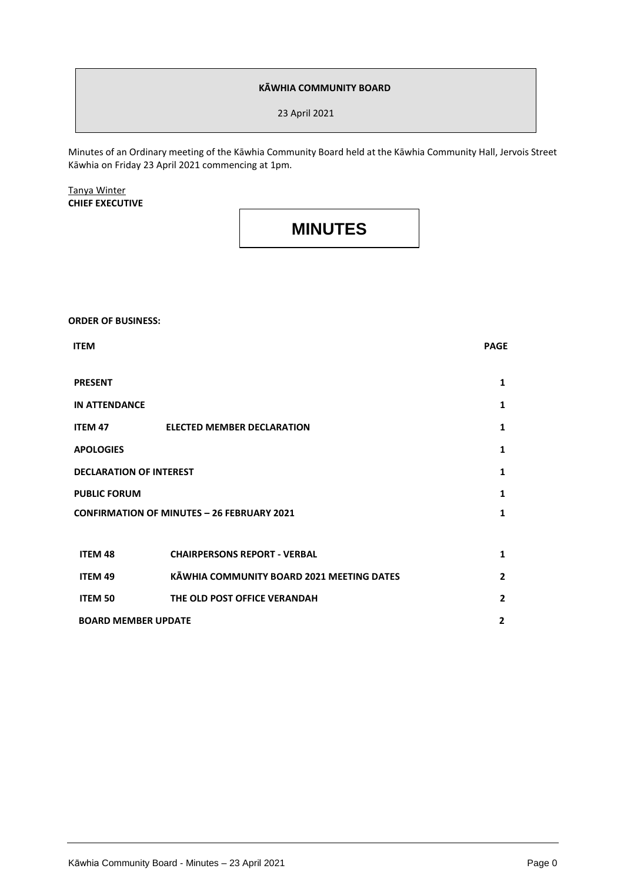**KĀWHIA COMMUNITY BOARD**

23 April 2021

Minutes of an Ordinary meeting of the Kāwhia Community Board held at the Kāwhia Community Hall, Jervois Street Kāwhia on Friday 23 April 2021 commencing at 1pm.

Tanya Winter
**CHIEF EXECUTIVE**

# MINUTES

**ORDER OF BUSINESS:**

| **ITEM** | | **PAGE** |
|---|---|---|
| **PRESENT** | | **1** |
| **IN ATTENDANCE** | | **1** |
| **ITEM 47** | **ELECTED MEMBER DECLARATION** | **1** |
| **APOLOGIES** | | **1** |
| **DECLARATION OF INTEREST** | | **1** |
| **PUBLIC FORUM** | | **1** |
| **CONFIRMATION OF MINUTES – 26 FEBRUARY 2021** | | **1** |
| **ITEM 48** | **CHAIRPERSONS REPORT - VERBAL** | **1** |
| **ITEM 49** | **KĀWHIA COMMUNITY BOARD 2021 MEETING DATES** | **2** |
| **ITEM 50** | **THE OLD POST OFFICE VERANDAH** | **2** |
| **BOARD MEMBER UPDATE** | | **2** |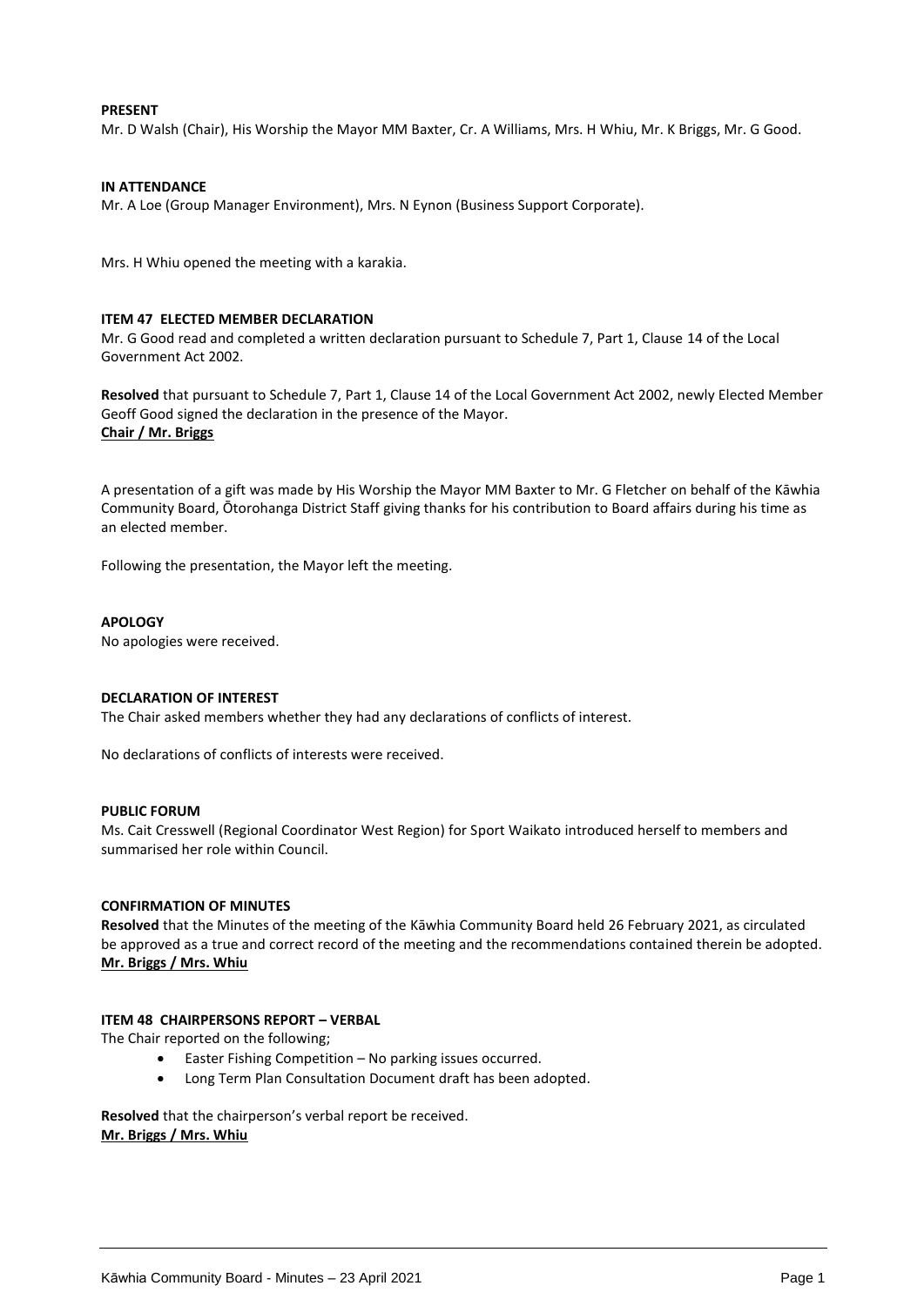**PRESENT**

Mr. D Walsh (Chair), His Worship the Mayor MM Baxter, Cr. A Williams, Mrs. H Whiu, Mr. K Briggs, Mr. G Good.

**IN ATTENDANCE**

Mr. A Loe (Group Manager Environment), Mrs. N Eynon (Business Support Corporate).

Mrs. H Whiu opened the meeting with a karakia.

**ITEM 47 ELECTED MEMBER DECLARATION**

Mr. G Good read and completed a written declaration pursuant to Schedule 7, Part 1, Clause 14 of the Local Government Act 2002.

**Resolved** that pursuant to Schedule 7, Part 1, Clause 14 of the Local Government Act 2002, newly Elected Member Geoff Good signed the declaration in the presence of the Mayor.

**Chair / Mr. Briggs**

A presentation of a gift was made by His Worship the Mayor MM Baxter to Mr. G Fletcher on behalf of the Kāwhia Community Board, Ōtorohanga District Staff giving thanks for his contribution to Board affairs during his time as an elected member.

Following the presentation, the Mayor left the meeting.

**APOLOGY**

No apologies were received.

**DECLARATION OF INTEREST**

The Chair asked members whether they had any declarations of conflicts of interest.

No declarations of conflicts of interests were received.

**PUBLIC FORUM**

Ms. Cait Cresswell (Regional Coordinator West Region) for Sport Waikato introduced herself to members and summarised her role within Council.

**CONFIRMATION OF MINUTES**

**Resolved** that the Minutes of the meeting of the Kāwhia Community Board held 26 February 2021, as circulated be approved as a true and correct record of the meeting and the recommendations contained therein be adopted.

**Mr. Briggs / Mrs. Whiu**

**ITEM 48 CHAIRPERSONS REPORT – VERBAL**

The Chair reported on the following;

- Easter Fishing Competition – No parking issues occurred.
- Long Term Plan Consultation Document draft has been adopted.

**Resolved** that the chairperson's verbal report be received.

**Mr. Briggs / Mrs. Whiu**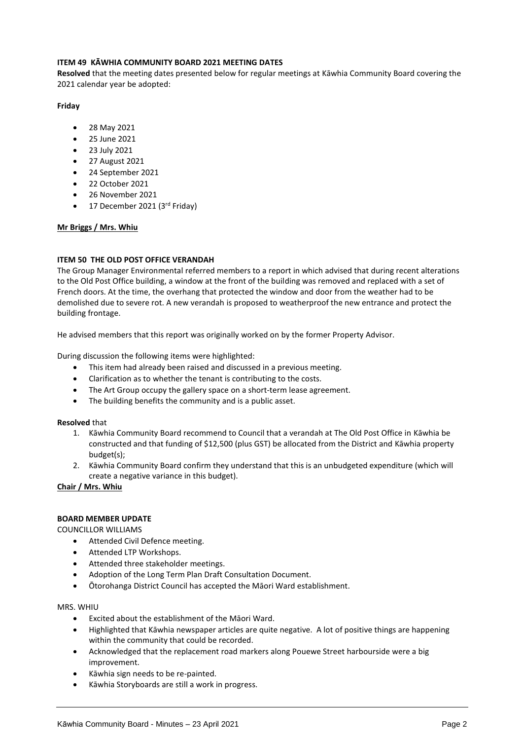**ITEM 49 KĀWHIA COMMUNITY BOARD 2021 MEETING DATES**

**Resolved** that the meeting dates presented below for regular meetings at Kāwhia Community Board covering the 2021 calendar year be adopted:

**Friday**

- 28 May 2021
- 25 June 2021
- 23 July 2021
- 27 August 2021
- 24 September 2021
- 22 October 2021
- 26 November 2021
- 17 December 2021 (3rd Friday)

**Mr Briggs / Mrs. Whiu**

**ITEM 50 THE OLD POST OFFICE VERANDAH**

The Group Manager Environmental referred members to a report in which advised that during recent alterations to the Old Post Office building, a window at the front of the building was removed and replaced with a set of French doors. At the time, the overhang that protected the window and door from the weather had to be demolished due to severe rot. A new verandah is proposed to weatherproof the new entrance and protect the building frontage.

He advised members that this report was originally worked on by the former Property Advisor.

During discussion the following items were highlighted:

- This item had already been raised and discussed in a previous meeting.
- Clarification as to whether the tenant is contributing to the costs.
- The Art Group occupy the gallery space on a short-term lease agreement.
- The building benefits the community and is a public asset.

**Resolved** that

1. Kāwhia Community Board recommend to Council that a verandah at The Old Post Office in Kāwhia be constructed and that funding of $12,500 (plus GST) be allocated from the District and Kāwhia property budget(s);
2. Kāwhia Community Board confirm they understand that this is an unbudgeted expenditure (which will create a negative variance in this budget).

**Chair / Mrs. Whiu**

**BOARD MEMBER UPDATE**

COUNCILLOR WILLIAMS

- Attended Civil Defence meeting.
- Attended LTP Workshops.
- Attended three stakeholder meetings.
- Adoption of the Long Term Plan Draft Consultation Document.
- Ōtorohanga District Council has accepted the Māori Ward establishment.

MRS. WHIU

- Excited about the establishment of the Māori Ward.
- Highlighted that Kāwhia newspaper articles are quite negative. A lot of positive things are happening within the community that could be recorded.
- Acknowledged that the replacement road markers along Pouewe Street harbourside were a big improvement.
- Kāwhia sign needs to be re-painted.
- Kāwhia Storyboards are still a work in progress.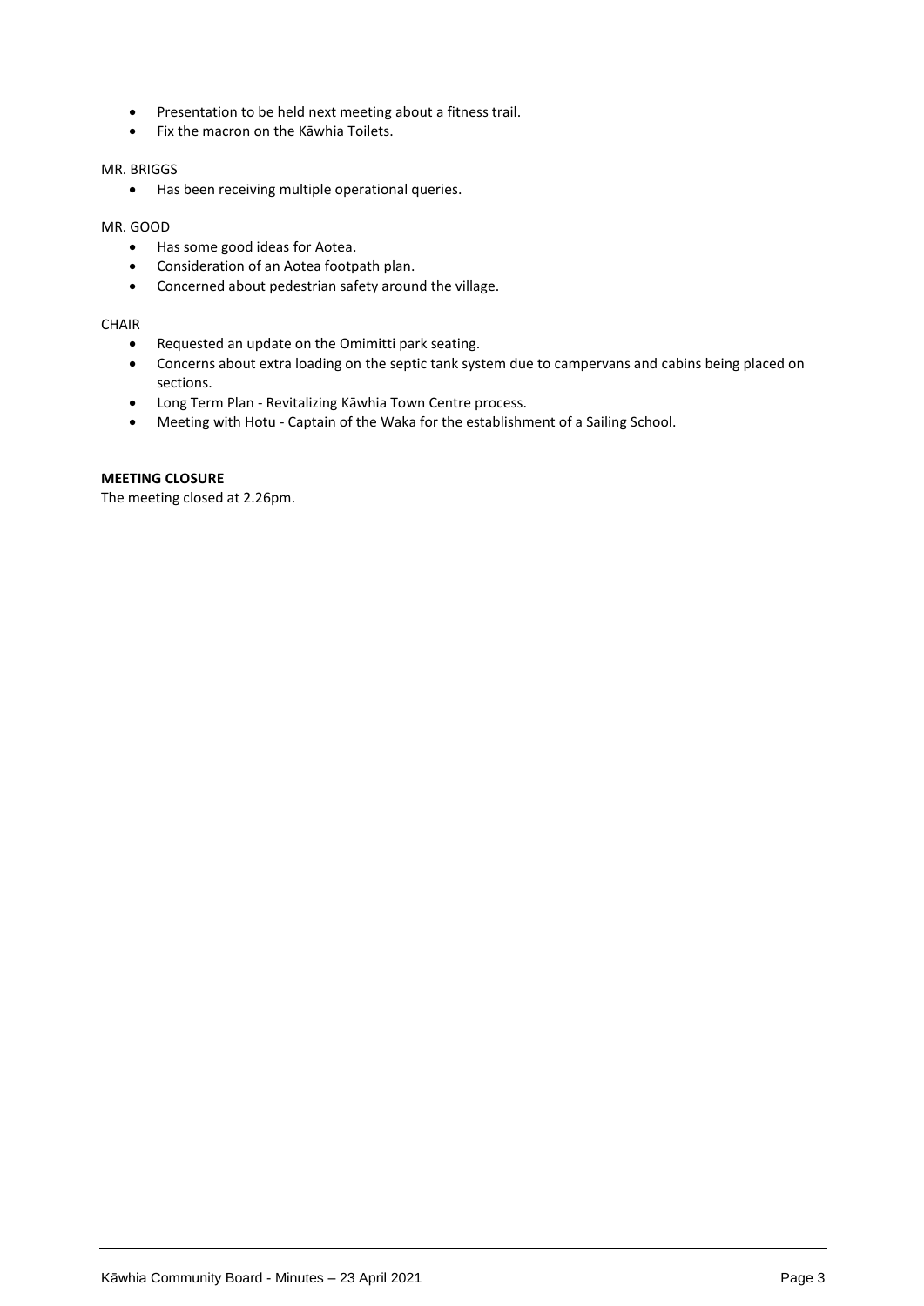- Presentation to be held next meeting about a fitness trail.
- Fix the macron on the Kāwhia Toilets.

MR. BRIGGS

- Has been receiving multiple operational queries.

MR. GOOD

- Has some good ideas for Aotea.
- Consideration of an Aotea footpath plan.
- Concerned about pedestrian safety around the village.

CHAIR

- Requested an update on the Omimitti park seating.
- Concerns about extra loading on the septic tank system due to campervans and cabins being placed on sections.
- Long Term Plan - Revitalizing Kāwhia Town Centre process.
- Meeting with Hotu - Captain of the Waka for the establishment of a Sailing School.

**MEETING CLOSURE**

The meeting closed at 2.26pm.